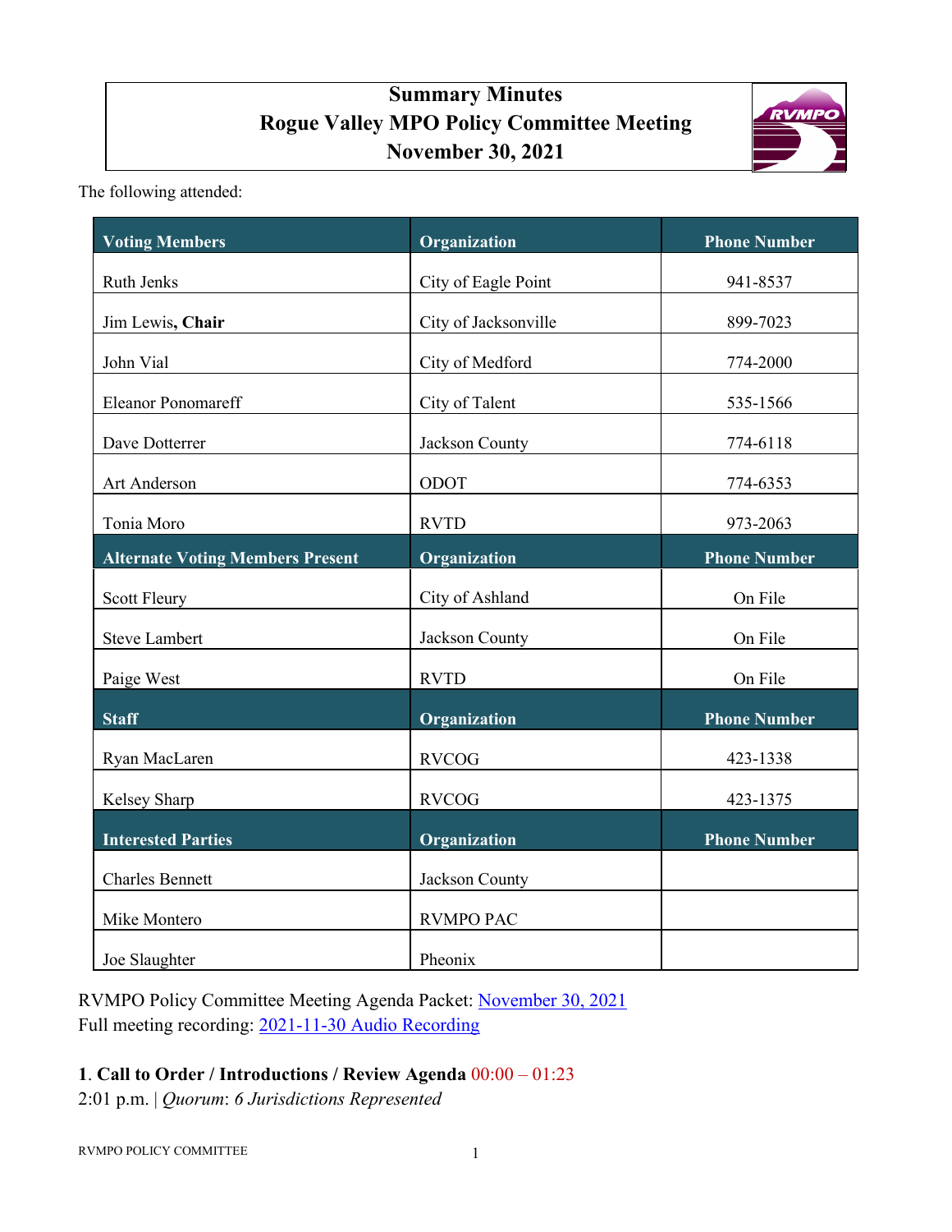# Summary Minutes
# Rogue Valley MPO Policy Committee Meeting
# November 30, 2021

The following attended:

| Voting Members | Organization | Phone Number |
|---|---|---|
| Ruth Jenks | City of Eagle Point | 941-8537 |
| Jim Lewis, **Chair** | City of Jacksonville | 899-7023 |
| John Vial | City of Medford | 774-2000 |
| Eleanor Ponomareff | City of Talent | 535-1566 |
| Dave Dotterrer | Jackson County | 774-6118 |
| Art Anderson | ODOT | 774-6353 |
| Tonia Moro | RVTD | 973-2063 |
| **Alternate Voting Members Present** | **Organization** | **Phone Number** |
| Scott Fleury | City of Ashland | On File |
| Steve Lambert | Jackson County | On File |
| Paige West | RVTD | On File |
| **Staff** | **Organization** | **Phone Number** |
| Ryan MacLaren | RVCOG | 423-1338 |
| Kelsey Sharp | RVCOG | 423-1375 |
| **Interested Parties** | **Organization** | **Phone Number** |
| Charles Bennett | Jackson County | |
| Mike Montero | RVMPO PAC | |
| Joe Slaughter | Pheonix | |

RVMPO Policy Committee Meeting Agenda Packet: November 30, 2021
Full meeting recording: 2021-11-30 Audio Recording

**1**. **Call to Order / Introductions / Review Agenda** 00:00 – 01:23
2:01 p.m. | *Quorum*: *6 Jurisdictions Represented*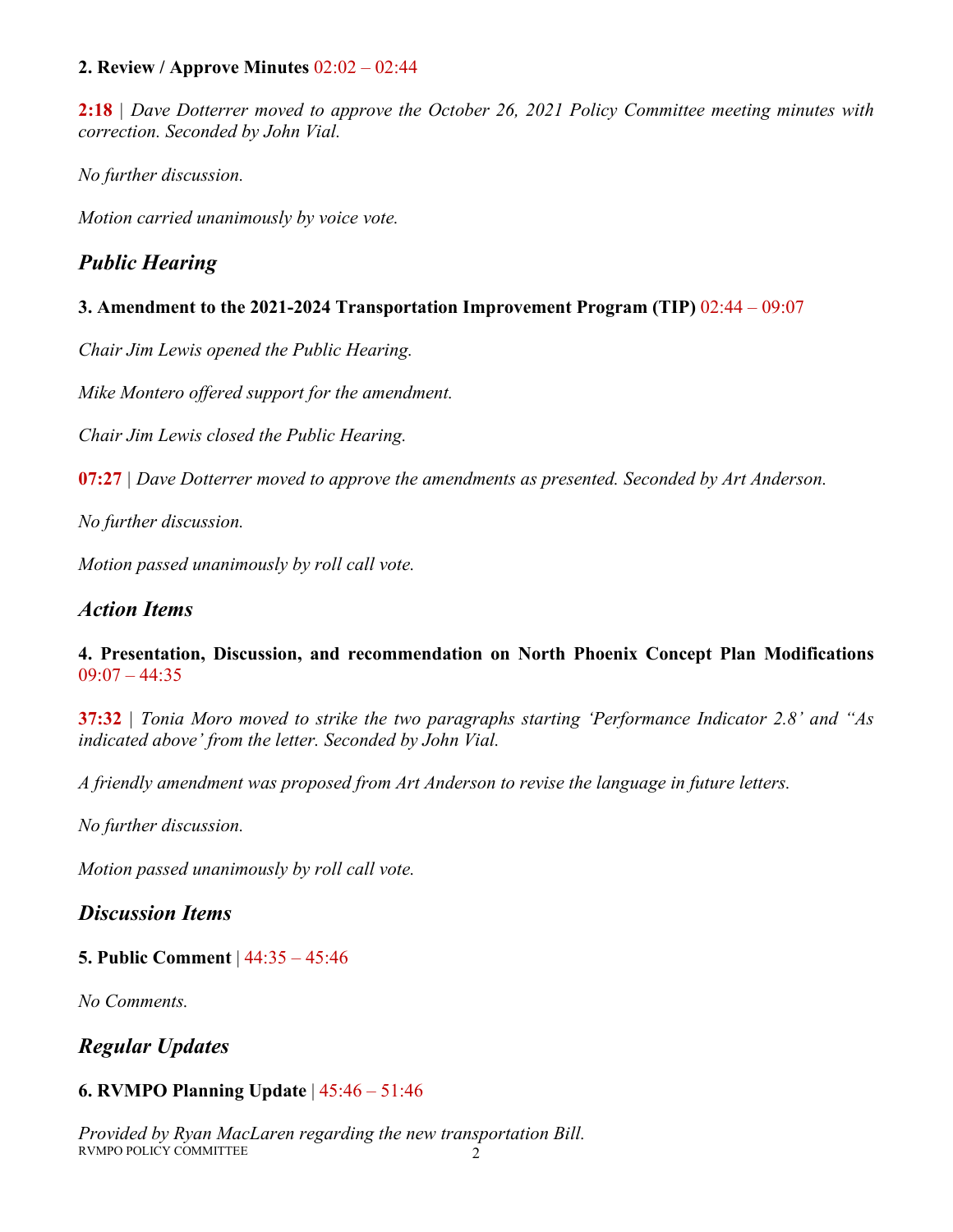**2. Review / Approve Minutes** 02:02 – 02:44

**2:18** | *Dave Dotterrer moved to approve the October 26, 2021 Policy Committee meeting minutes with correction. Seconded by John Vial.*

*No further discussion.*

*Motion carried unanimously by voice vote.*

## *Public Hearing*

**3. Amendment to the 2021-2024 Transportation Improvement Program (TIP)** 02:44 – 09:07

*Chair Jim Lewis opened the Public Hearing.*

*Mike Montero offered support for the amendment.*

*Chair Jim Lewis closed the Public Hearing.*

**07:27** | *Dave Dotterrer moved to approve the amendments as presented. Seconded by Art Anderson.*

*No further discussion.*

*Motion passed unanimously by roll call vote.*

## *Action Items*

**4. Presentation, Discussion, and recommendation on North Phoenix Concept Plan Modifications** 09:07 – 44:35

**37:32** | *Tonia Moro moved to strike the two paragraphs starting 'Performance Indicator 2.8' and ''As indicated above' from the letter. Seconded by John Vial.*

*A friendly amendment was proposed from Art Anderson to revise the language in future letters.*

*No further discussion.*

*Motion passed unanimously by roll call vote.*

## *Discussion Items*

**5. Public Comment** | 44:35 – 45:46

*No Comments.*

## *Regular Updates*

**6. RVMPO Planning Update** | 45:46 – 51:46

*Provided by Ryan MacLaren regarding the new transportation Bill.*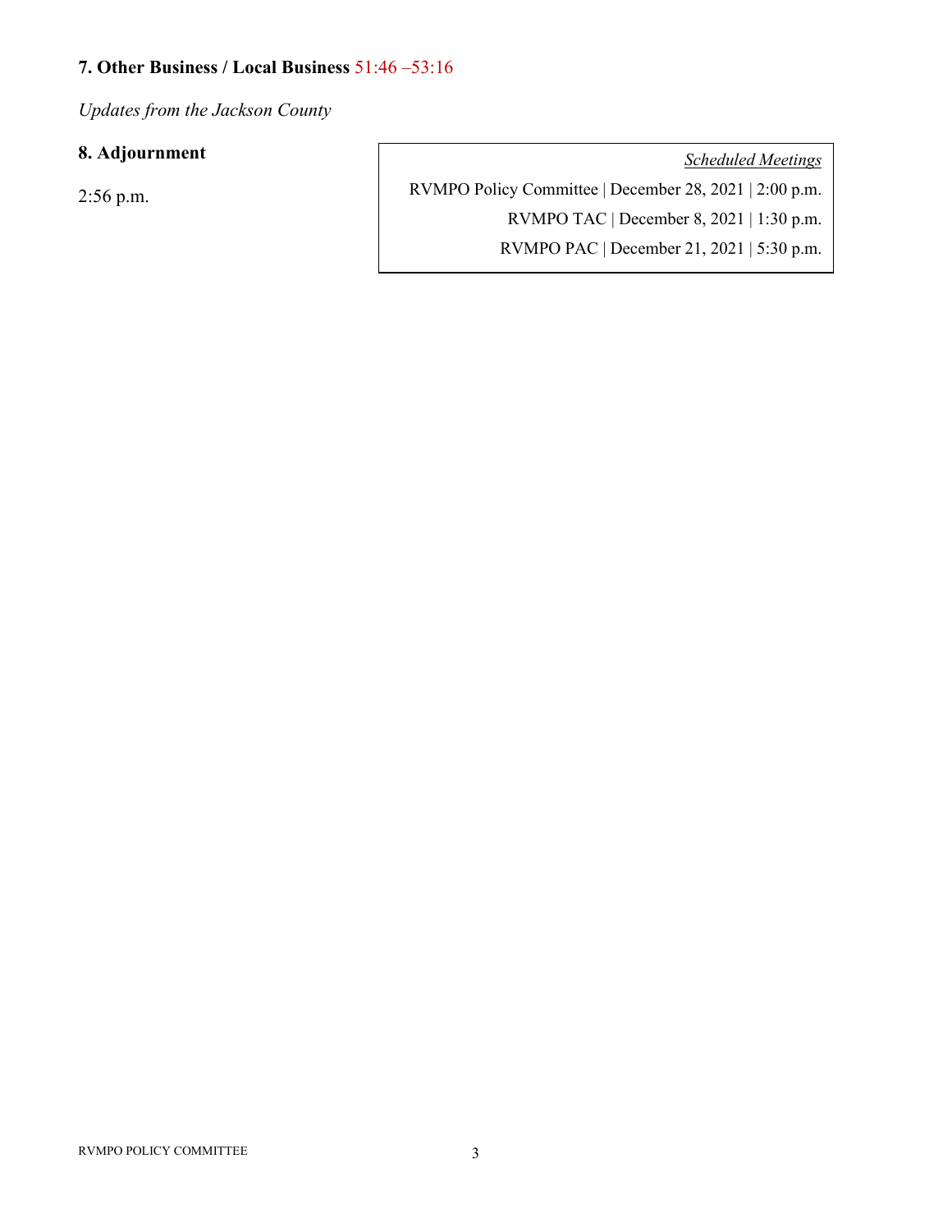### 7. Other Business / Local Business 51:46 –53:16

*Updates from the Jackson County*

### 8. Adjournment

2:56 p.m.

*Scheduled Meetings*

RVMPO Policy Committee | December 28, 2021 | 2:00 p.m.

RVMPO TAC | December 8, 2021 | 1:30 p.m.

RVMPO PAC | December 21, 2021 | 5:30 p.m.